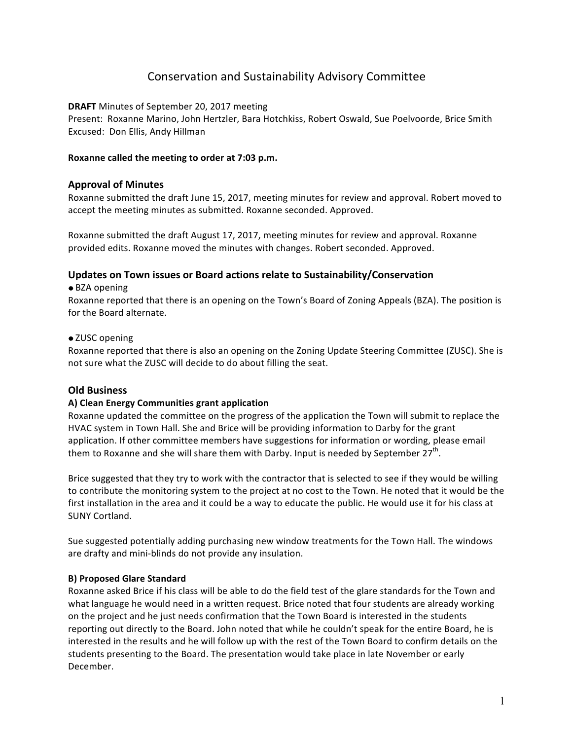# Conservation and Sustainability Advisory Committee

**DRAFT** Minutes of September 20, 2017 meeting
Present: Roxanne Marino, John Hertzler, Bara Hotchkiss, Robert Oswald, Sue Poelvoorde, Brice Smith
Excused: Don Ellis, Andy Hillman

**Roxanne called the meeting to order at 7:03 p.m.**

## Approval of Minutes

Roxanne submitted the draft June 15, 2017, meeting minutes for review and approval. Robert moved to accept the meeting minutes as submitted. Roxanne seconded. Approved.

Roxanne submitted the draft August 17, 2017, meeting minutes for review and approval. Roxanne provided edits. Roxanne moved the minutes with changes. Robert seconded. Approved.

## Updates on Town issues or Board actions relate to Sustainability/Conservation

- BZA opening

Roxanne reported that there is an opening on the Town's Board of Zoning Appeals (BZA). The position is for the Board alternate.

- ZUSC opening

Roxanne reported that there is also an opening on the Zoning Update Steering Committee (ZUSC). She is not sure what the ZUSC will decide to do about filling the seat.

## Old Business

### A) Clean Energy Communities grant application

Roxanne updated the committee on the progress of the application the Town will submit to replace the HVAC system in Town Hall. She and Brice will be providing information to Darby for the grant application. If other committee members have suggestions for information or wording, please email them to Roxanne and she will share them with Darby. Input is needed by September 27th.

Brice suggested that they try to work with the contractor that is selected to see if they would be willing to contribute the monitoring system to the project at no cost to the Town. He noted that it would be the first installation in the area and it could be a way to educate the public. He would use it for his class at SUNY Cortland.

Sue suggested potentially adding purchasing new window treatments for the Town Hall. The windows are drafty and mini-blinds do not provide any insulation.

### B) Proposed Glare Standard

Roxanne asked Brice if his class will be able to do the field test of the glare standards for the Town and what language he would need in a written request. Brice noted that four students are already working on the project and he just needs confirmation that the Town Board is interested in the students reporting out directly to the Board. John noted that while he couldn't speak for the entire Board, he is interested in the results and he will follow up with the rest of the Town Board to confirm details on the students presenting to the Board. The presentation would take place in late November or early December.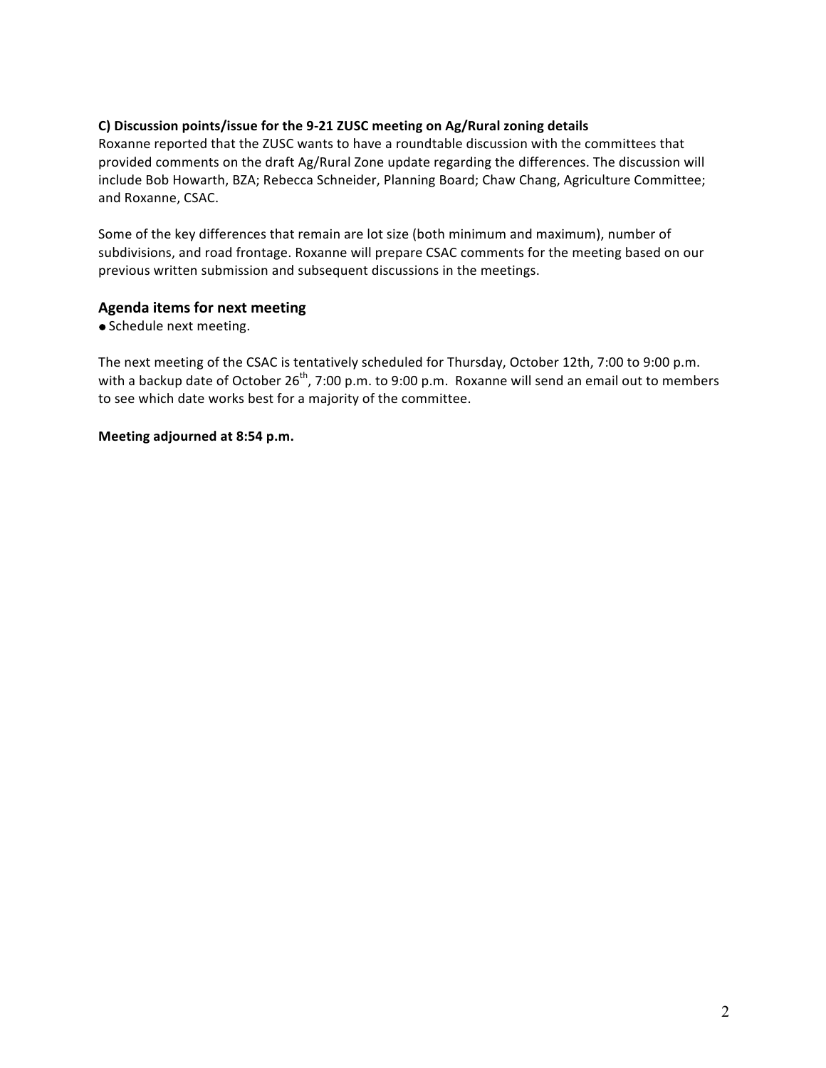**C) Discussion points/issue for the 9-21 ZUSC meeting on Ag/Rural zoning details**

Roxanne reported that the ZUSC wants to have a roundtable discussion with the committees that provided comments on the draft Ag/Rural Zone update regarding the differences. The discussion will include Bob Howarth, BZA; Rebecca Schneider, Planning Board; Chaw Chang, Agriculture Committee; and Roxanne, CSAC.

Some of the key differences that remain are lot size (both minimum and maximum), number of subdivisions, and road frontage. Roxanne will prepare CSAC comments for the meeting based on our previous written submission and subsequent discussions in the meetings.

## Agenda items for next meeting

- Schedule next meeting.

The next meeting of the CSAC is tentatively scheduled for Thursday, October 12th, 7:00 to 9:00 p.m. with a backup date of October 26th, 7:00 p.m. to 9:00 p.m. Roxanne will send an email out to members to see which date works best for a majority of the committee.

**Meeting adjourned at 8:54 p.m.**